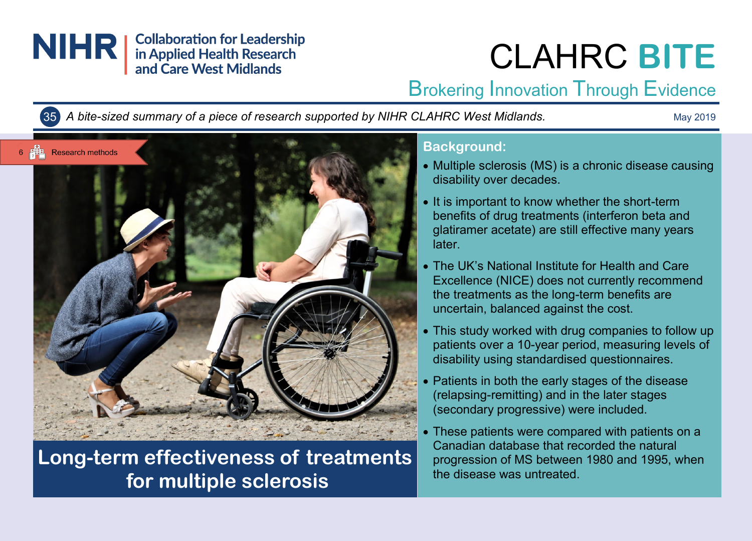NIHR | Collaboration for Leadership in Applied Health Research and Care West Midlands

# CLAHRC BITE

Brokering Innovation Through Evidence

35 *A bite-sized summary of a piece of research supported by NIHR CLAHRC West Midlands.*

May 2019

6 Research methods

# Long-term effectiveness of treatments for multiple sclerosis

## Background:

- Multiple sclerosis (MS) is a chronic disease causing disability over decades.
- It is important to know whether the short-term benefits of drug treatments (interferon beta and glatiramer acetate) are still effective many years later.
- The UK's National Institute for Health and Care Excellence (NICE) does not currently recommend the treatments as the long-term benefits are uncertain, balanced against the cost.
- This study worked with drug companies to follow up patients over a 10-year period, measuring levels of disability using standardised questionnaires.
- Patients in both the early stages of the disease (relapsing-remitting) and in the later stages (secondary progressive) were included.
- These patients were compared with patients on a Canadian database that recorded the natural progression of MS between 1980 and 1995, when the disease was untreated.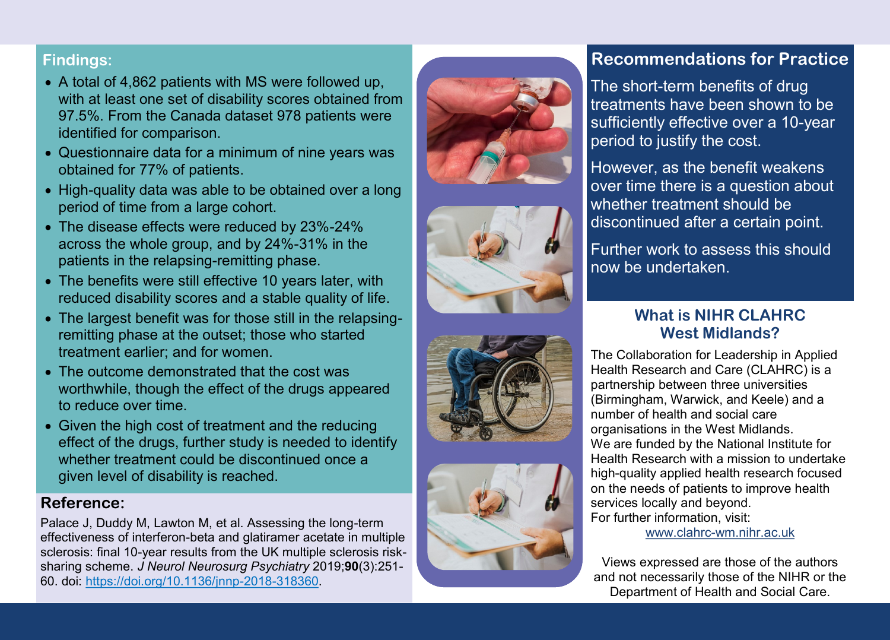## Findings:

- A total of 4,862 patients with MS were followed up, with at least one set of disability scores obtained from 97.5%. From the Canada dataset 978 patients were identified for comparison.
- Questionnaire data for a minimum of nine years was obtained for 77% of patients.
- High-quality data was able to be obtained over a long period of time from a large cohort.
- The disease effects were reduced by 23%-24% across the whole group, and by 24%-31% in the patients in the relapsing-remitting phase.
- The benefits were still effective 10 years later, with reduced disability scores and a stable quality of life.
- The largest benefit was for those still in the relapsing-remitting phase at the outset; those who started treatment earlier; and for women.
- The outcome demonstrated that the cost was worthwhile, though the effect of the drugs appeared to reduce over time.
- Given the high cost of treatment and the reducing effect of the drugs, further study is needed to identify whether treatment could be discontinued once a given level of disability is reached.

## Reference:

Palace J, Duddy M, Lawton M, et al. Assessing the long-term effectiveness of interferon-beta and glatiramer acetate in multiple sclerosis: final 10-year results from the UK multiple sclerosis risk-sharing scheme. *J Neurol Neurosurg Psychiatry* 2019;**90**(3):251-60. doi: https://doi.org/10.1136/jnnp-2018-318360.

## Recommendations for Practice

The short-term benefits of drug treatments have been shown to be sufficiently effective over a 10-year period to justify the cost.

However, as the benefit weakens over time there is a question about whether treatment should be discontinued after a certain point.

Further work to assess this should now be undertaken.

## What is NIHR CLAHRC West Midlands?

The Collaboration for Leadership in Applied Health Research and Care (CLAHRC) is a partnership between three universities (Birmingham, Warwick, and Keele) and a number of health and social care organisations in the West Midlands.
We are funded by the National Institute for Health Research with a mission to undertake high-quality applied health research focused on the needs of patients to improve health services locally and beyond.
For further information, visit:
www.clahrc-wm.nihr.ac.uk

Views expressed are those of the authors and not necessarily those of the NIHR or the Department of Health and Social Care.